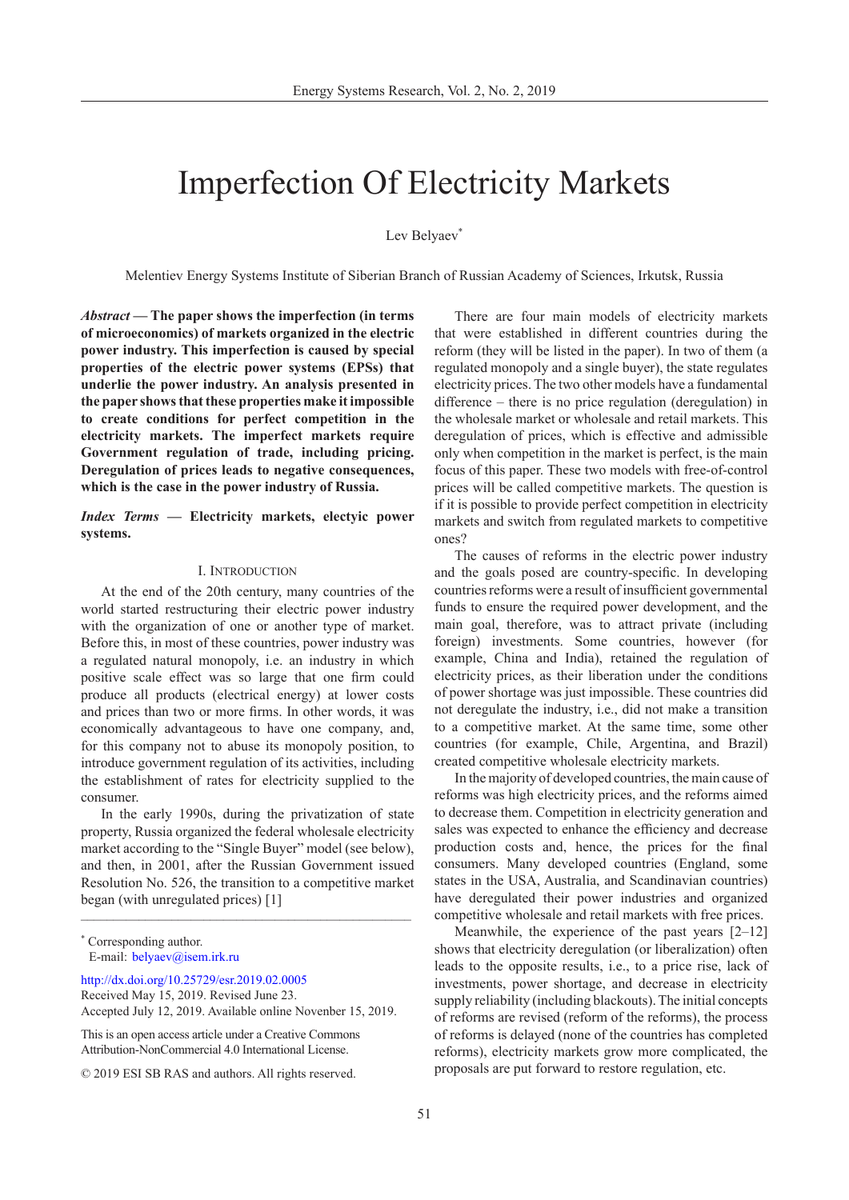# Imperfection Of Electricity Markets

Lev Belyaev*

Melentiev Energy Systems Institute of Siberian Branch of Russian Academy of Sciences, Irkutsk, Russia

***Abstract* — The paper shows the imperfection (in terms of microeconomics) of markets organized in the electric power industry. This imperfection is caused by special properties of the electric power systems (EPSs) that underlie the power industry. An analysis presented in the paper shows that these properties make it impossible to create conditions for perfect competition in the electricity markets. The imperfect markets require Government regulation of trade, including pricing. Deregulation of prices leads to negative consequences, which is the case in the power industry of Russia.**

***Index Terms* — Electricity markets, electyic power systems.**

## I. Introduction

At the end of the 20th century, many countries of the world started restructuring their electric power industry with the organization of one or another type of market. Before this, in most of these countries, power industry was a regulated natural monopoly, i.e. an industry in which positive scale effect was so large that one firm could produce all products (electrical energy) at lower costs and prices than two or more firms. In other words, it was economically advantageous to have one company, and, for this company not to abuse its monopoly position, to introduce government regulation of its activities, including the establishment of rates for electricity supplied to the consumer.

In the early 1990s, during the privatization of state property, Russia organized the federal wholesale electricity market according to the "Single Buyer" model (see below), and then, in 2001, after the Russian Government issued Resolution No. 526, the transition to a competitive market began (with unregulated prices) [1]

There are four main models of electricity markets that were established in different countries during the reform (they will be listed in the paper). In two of them (a regulated monopoly and a single buyer), the state regulates electricity prices. The two other models have a fundamental difference – there is no price regulation (deregulation) in the wholesale market or wholesale and retail markets. This deregulation of prices, which is effective and admissible only when competition in the market is perfect, is the main focus of this paper. These two models with free-of-control prices will be called competitive markets. The question is if it is possible to provide perfect competition in electricity markets and switch from regulated markets to competitive ones?

The causes of reforms in the electric power industry and the goals posed are country-specific. In developing countries reforms were a result of insufficient governmental funds to ensure the required power development, and the main goal, therefore, was to attract private (including foreign) investments. Some countries, however (for example, China and India), retained the regulation of electricity prices, as their liberation under the conditions of power shortage was just impossible. These countries did not deregulate the industry, i.e., did not make a transition to a competitive market. At the same time, some other countries (for example, Chile, Argentina, and Brazil) created competitive wholesale electricity markets.

In the majority of developed countries, the main cause of reforms was high electricity prices, and the reforms aimed to decrease them. Competition in electricity generation and sales was expected to enhance the efficiency and decrease production costs and, hence, the prices for the final consumers. Many developed countries (England, some states in the USA, Australia, and Scandinavian countries) have deregulated their power industries and organized competitive wholesale and retail markets with free prices.

Meanwhile, the experience of the past years [2–12] shows that electricity deregulation (or liberalization) often leads to the opposite results, i.e., to a price rise, lack of investments, power shortage, and decrease in electricity supply reliability (including blackouts). The initial concepts of reforms are revised (reform of the reforms), the process of reforms is delayed (none of the countries has completed reforms), electricity markets grow more complicated, the proposals are put forward to restore regulation, etc.

---

* Corresponding author.
E-mail: belyaev@isem.irk.ru

http://dx.doi.org/10.25729/esr.2019.02.0005
Received May 15, 2019. Revised June 23.
Accepted July 12, 2019. Available online November 15, 2019.

This is an open access article under a Creative Commons Attribution-NonCommercial 4.0 International License.

© 2019 ESI SB RAS and authors. All rights reserved.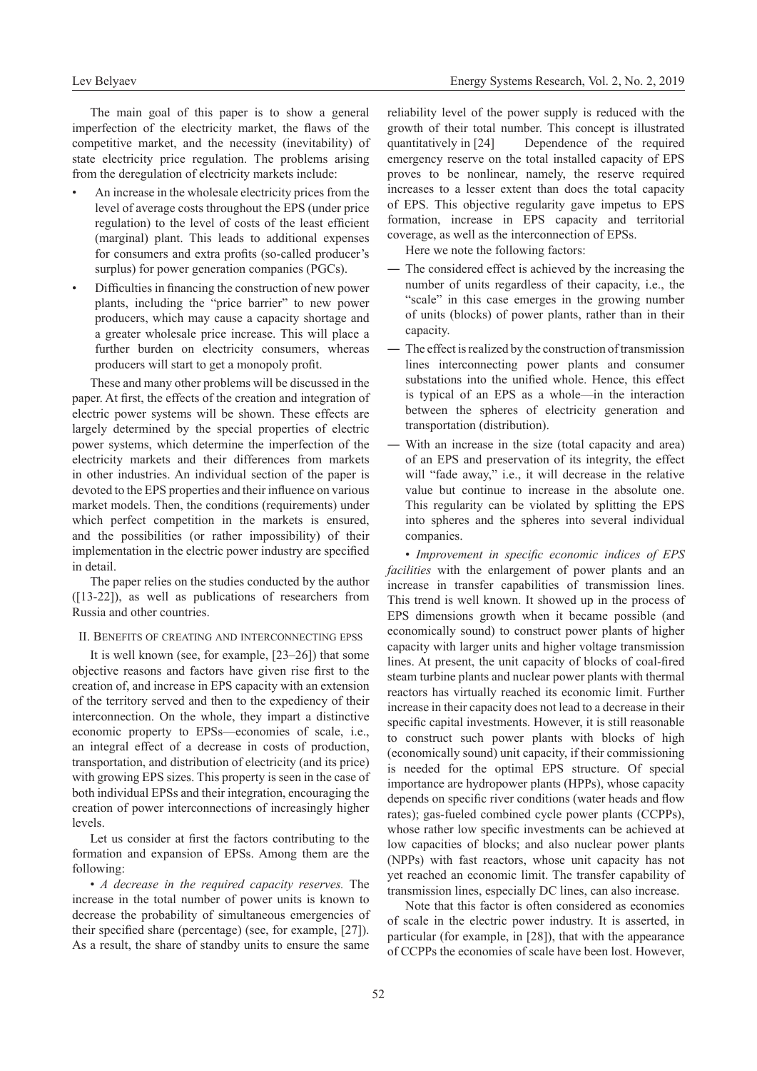The main goal of this paper is to show a general imperfection of the electricity market, the flaws of the competitive market, and the necessity (inevitability) of state electricity price regulation. The problems arising from the deregulation of electricity markets include:

- An increase in the wholesale electricity prices from the level of average costs throughout the EPS (under price regulation) to the level of costs of the least efficient (marginal) plant. This leads to additional expenses for consumers and extra profits (so-called producer's surplus) for power generation companies (PGCs).
- Difficulties in financing the construction of new power plants, including the "price barrier" to new power producers, which may cause a capacity shortage and a greater wholesale price increase. This will place a further burden on electricity consumers, whereas producers will start to get a monopoly profit.

These and many other problems will be discussed in the paper. At first, the effects of the creation and integration of electric power systems will be shown. These effects are largely determined by the special properties of electric power systems, which determine the imperfection of the electricity markets and their differences from markets in other industries. An individual section of the paper is devoted to the EPS properties and their influence on various market models. Then, the conditions (requirements) under which perfect competition in the markets is ensured, and the possibilities (or rather impossibility) of their implementation in the electric power industry are specified in detail.

The paper relies on the studies conducted by the author ([13-22]), as well as publications of researchers from Russia and other countries.

## II. Benefits of creating and interconnecting EPSs

It is well known (see, for example, [23–26]) that some objective reasons and factors have given rise first to the creation of, and increase in EPS capacity with an extension of the territory served and then to the expediency of their interconnection. On the whole, they impart a distinctive economic property to EPSs—economies of scale, i.e., an integral effect of a decrease in costs of production, transportation, and distribution of electricity (and its price) with growing EPS sizes. This property is seen in the case of both individual EPSs and their integration, encouraging the creation of power interconnections of increasingly higher levels.

Let us consider at first the factors contributing to the formation and expansion of EPSs. Among them are the following:

• *A decrease in the required capacity reserves.* The increase in the total number of power units is known to decrease the probability of simultaneous emergencies of their specified share (percentage) (see, for example, [27]). As a result, the share of standby units to ensure the same reliability level of the power supply is reduced with the growth of their total number. This concept is illustrated quantitatively in [24] Dependence of the required emergency reserve on the total installed capacity of EPS proves to be nonlinear, namely, the reserve required increases to a lesser extent than does the total capacity of EPS. This objective regularity gave impetus to EPS formation, increase in EPS capacity and territorial coverage, as well as the interconnection of EPSs.

Here we note the following factors:

— The considered effect is achieved by the increasing the number of units regardless of their capacity, i.e., the "scale" in this case emerges in the growing number of units (blocks) of power plants, rather than in their capacity.

— The effect is realized by the construction of transmission lines interconnecting power plants and consumer substations into the unified whole. Hence, this effect is typical of an EPS as a whole—in the interaction between the spheres of electricity generation and transportation (distribution).

— With an increase in the size (total capacity and area) of an EPS and preservation of its integrity, the effect will "fade away," i.e., it will decrease in the relative value but continue to increase in the absolute one. This regularity can be violated by splitting the EPS into spheres and the spheres into several individual companies.

• *Improvement in specific economic indices of EPS facilities* with the enlargement of power plants and an increase in transfer capabilities of transmission lines. This trend is well known. It showed up in the process of EPS dimensions growth when it became possible (and economically sound) to construct power plants of higher capacity with larger units and higher voltage transmission lines. At present, the unit capacity of blocks of coal-fired steam turbine plants and nuclear power plants with thermal reactors has virtually reached its economic limit. Further increase in their capacity does not lead to a decrease in their specific capital investments. However, it is still reasonable to construct such power plants with blocks of high (economically sound) unit capacity, if their commissioning is needed for the optimal EPS structure. Of special importance are hydropower plants (HPPs), whose capacity depends on specific river conditions (water heads and flow rates); gas-fueled combined cycle power plants (CCPPs), whose rather low specific investments can be achieved at low capacities of blocks; and also nuclear power plants (NPPs) with fast reactors, whose unit capacity has not yet reached an economic limit. The transfer capability of transmission lines, especially DC lines, can also increase.

Note that this factor is often considered as economies of scale in the electric power industry. It is asserted, in particular (for example, in [28]), that with the appearance of CCPPs the economies of scale have been lost. However,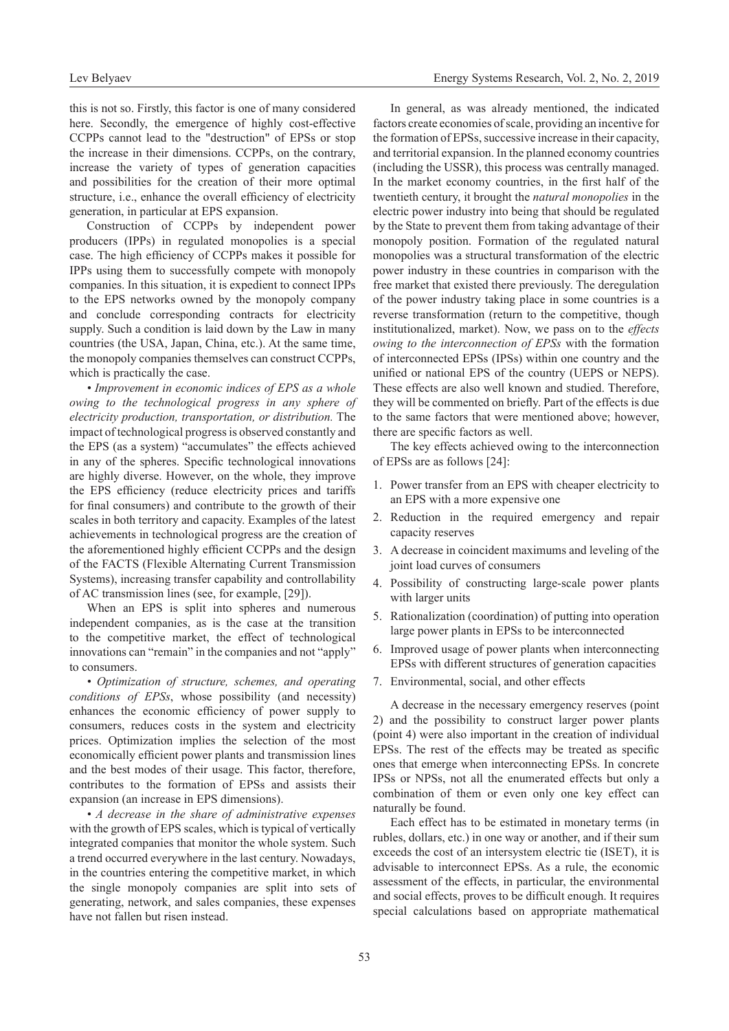this is not so. Firstly, this factor is one of many considered here. Secondly, the emergence of highly cost-effective CCPPs cannot lead to the "destruction" of EPSs or stop the increase in their dimensions. CCPPs, on the contrary, increase the variety of types of generation capacities and possibilities for the creation of their more optimal structure, i.e., enhance the overall efficiency of electricity generation, in particular at EPS expansion.

Construction of CCPPs by independent power producers (IPPs) in regulated monopolies is a special case. The high efficiency of CCPPs makes it possible for IPPs using them to successfully compete with monopoly companies. In this situation, it is expedient to connect IPPs to the EPS networks owned by the monopoly company and conclude corresponding contracts for electricity supply. Such a condition is laid down by the Law in many countries (the USA, Japan, China, etc.). At the same time, the monopoly companies themselves can construct CCPPs, which is practically the case.

• *Improvement in economic indices of EPS as a whole owing to the technological progress in any sphere of electricity production, transportation, or distribution.* The impact of technological progress is observed constantly and the EPS (as a system) "accumulates" the effects achieved in any of the spheres. Specific technological innovations are highly diverse. However, on the whole, they improve the EPS efficiency (reduce electricity prices and tariffs for final consumers) and contribute to the growth of their scales in both territory and capacity. Examples of the latest achievements in technological progress are the creation of the aforementioned highly efficient CCPPs and the design of the FACTS (Flexible Alternating Current Transmission Systems), increasing transfer capability and controllability of AC transmission lines (see, for example, [29]).

When an EPS is split into spheres and numerous independent companies, as is the case at the transition to the competitive market, the effect of technological innovations can "remain" in the companies and not "apply" to consumers.

• *Optimization of structure, schemes, and operating conditions of EPSs*, whose possibility (and necessity) enhances the economic efficiency of power supply to consumers, reduces costs in the system and electricity prices. Optimization implies the selection of the most economically efficient power plants and transmission lines and the best modes of their usage. This factor, therefore, contributes to the formation of EPSs and assists their expansion (an increase in EPS dimensions).

• *A decrease in the share of administrative expenses* with the growth of EPS scales, which is typical of vertically integrated companies that monitor the whole system. Such a trend occurred everywhere in the last century. Nowadays, in the countries entering the competitive market, in which the single monopoly companies are split into sets of generating, network, and sales companies, these expenses have not fallen but risen instead.

In general, as was already mentioned, the indicated factors create economies of scale, providing an incentive for the formation of EPSs, successive increase in their capacity, and territorial expansion. In the planned economy countries (including the USSR), this process was centrally managed. In the market economy countries, in the first half of the twentieth century, it brought the *natural monopolies* in the electric power industry into being that should be regulated by the State to prevent them from taking advantage of their monopoly position. Formation of the regulated natural monopolies was a structural transformation of the electric power industry in these countries in comparison with the free market that existed there previously. The deregulation of the power industry taking place in some countries is a reverse transformation (return to the competitive, though institutionalized, market). Now, we pass on to the *effects owing to the interconnection of EPSs* with the formation of interconnected EPSs (IPSs) within one country and the unified or national EPS of the country (UEPS or NEPS). These effects are also well known and studied. Therefore, they will be commented on briefly. Part of the effects is due to the same factors that were mentioned above; however, there are specific factors as well.

The key effects achieved owing to the interconnection of EPSs are as follows [24]:

1. Power transfer from an EPS with cheaper electricity to an EPS with a more expensive one
2. Reduction in the required emergency and repair capacity reserves
3. A decrease in coincident maximums and leveling of the joint load curves of consumers
4. Possibility of constructing large-scale power plants with larger units
5. Rationalization (coordination) of putting into operation large power plants in EPSs to be interconnected
6. Improved usage of power plants when interconnecting EPSs with different structures of generation capacities
7. Environmental, social, and other effects

A decrease in the necessary emergency reserves (point 2) and the possibility to construct larger power plants (point 4) were also important in the creation of individual EPSs. The rest of the effects may be treated as specific ones that emerge when interconnecting EPSs. In concrete IPSs or NPSs, not all the enumerated effects but only a combination of them or even only one key effect can naturally be found.

Each effect has to be estimated in monetary terms (in rubles, dollars, etc.) in one way or another, and if their sum exceeds the cost of an intersystem electric tie (ISET), it is advisable to interconnect EPSs. As a rule, the economic assessment of the effects, in particular, the environmental and social effects, proves to be difficult enough. It requires special calculations based on appropriate mathematical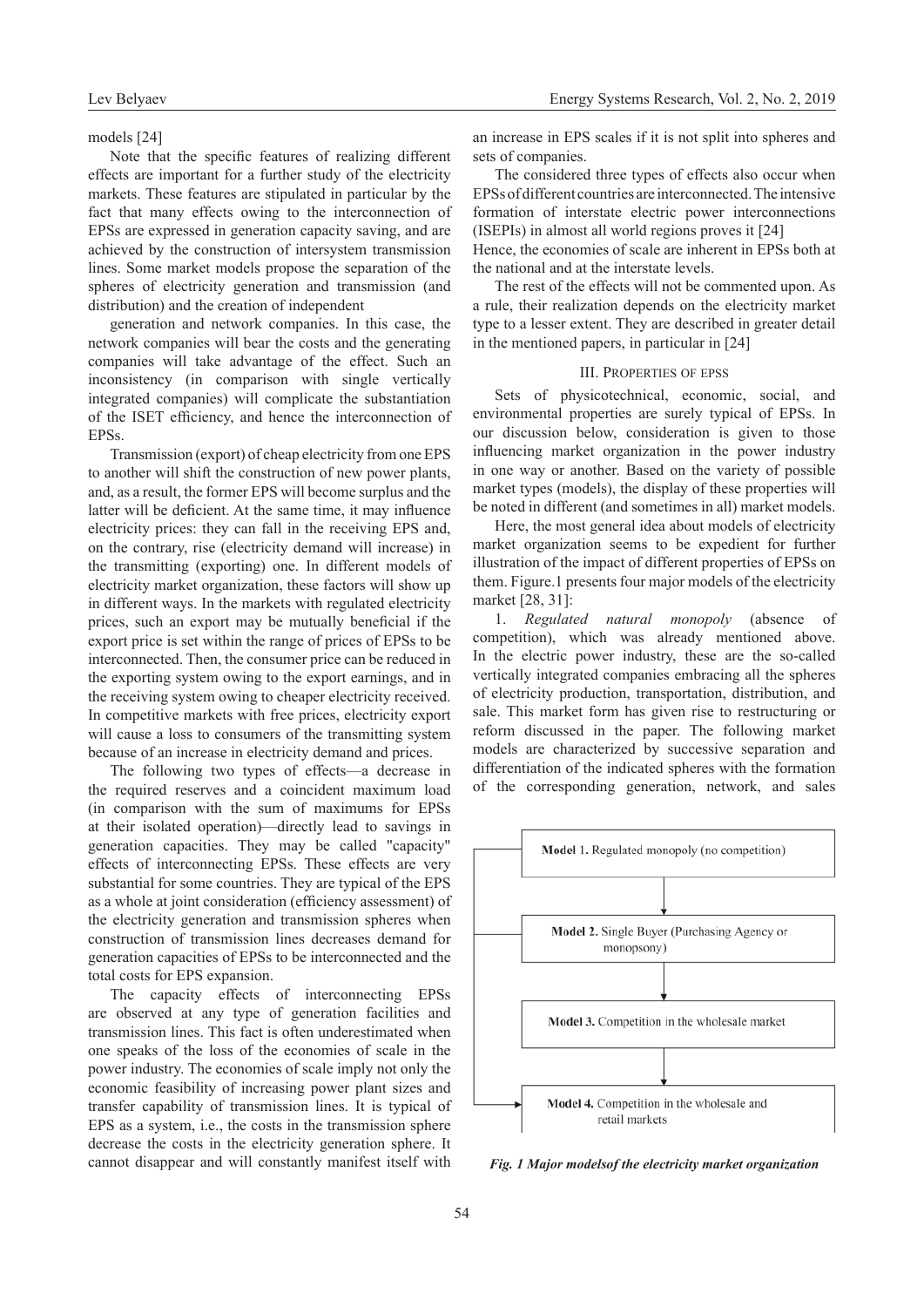models [24]

Note that the specific features of realizing different effects are important for a further study of the electricity markets. These features are stipulated in particular by the fact that many effects owing to the interconnection of EPSs are expressed in generation capacity saving, and are achieved by the construction of intersystem transmission lines. Some market models propose the separation of the spheres of electricity generation and transmission (and distribution) and the creation of independent

generation and network companies. In this case, the network companies will bear the costs and the generating companies will take advantage of the effect. Such an inconsistency (in comparison with single vertically integrated companies) will complicate the substantiation of the ISET efficiency, and hence the interconnection of EPSs.

Transmission (export) of cheap electricity from one EPS to another will shift the construction of new power plants, and, as a result, the former EPS will become surplus and the latter will be deficient. At the same time, it may influence electricity prices: they can fall in the receiving EPS and, on the contrary, rise (electricity demand will increase) in the transmitting (exporting) one. In different models of electricity market organization, these factors will show up in different ways. In the markets with regulated electricity prices, such an export may be mutually beneficial if the export price is set within the range of prices of EPSs to be interconnected. Then, the consumer price can be reduced in the exporting system owing to the export earnings, and in the receiving system owing to cheaper electricity received. In competitive markets with free prices, electricity export will cause a loss to consumers of the transmitting system because of an increase in electricity demand and prices.

The following two types of effects—a decrease in the required reserves and a coincident maximum load (in comparison with the sum of maximums for EPSs at their isolated operation)—directly lead to savings in generation capacities. They may be called "capacity" effects of interconnecting EPSs. These effects are very substantial for some countries. They are typical of the EPS as a whole at joint consideration (efficiency assessment) of the electricity generation and transmission spheres when construction of transmission lines decreases demand for generation capacities of EPSs to be interconnected and the total costs for EPS expansion.

The capacity effects of interconnecting EPSs are observed at any type of generation facilities and transmission lines. This fact is often underestimated when one speaks of the loss of the economies of scale in the power industry. The economies of scale imply not only the economic feasibility of increasing power plant sizes and transfer capability of transmission lines. It is typical of EPS as a system, i.e., the costs in the transmission sphere decrease the costs in the electricity generation sphere. It cannot disappear and will constantly manifest itself with an increase in EPS scales if it is not split into spheres and sets of companies.

The considered three types of effects also occur when EPSs of different countries are interconnected. The intensive formation of interstate electric power interconnections (ISEPIs) in almost all world regions proves it [24]
Hence, the economies of scale are inherent in EPSs both at the national and at the interstate levels.

The rest of the effects will not be commented upon. As a rule, their realization depends on the electricity market type to a lesser extent. They are described in greater detail in the mentioned papers, in particular in [24]

## III. Properties of EPSs

Sets of physicotechnical, economic, social, and environmental properties are surely typical of EPSs. In our discussion below, consideration is given to those influencing market organization in the power industry in one way or another. Based on the variety of possible market types (models), the display of these properties will be noted in different (and sometimes in all) market models.

Here, the most general idea about models of electricity market organization seems to be expedient for further illustration of the impact of different properties of EPSs on them. Figure.1 presents four major models of the electricity market [28, 31]:

1. *Regulated natural monopoly* (absence of competition), which was already mentioned above. In the electric power industry, these are the so-called vertically integrated companies embracing all the spheres of electricity production, transportation, distribution, and sale. This market form has given rise to restructuring or reform discussed in the paper. The following market models are characterized by successive separation and differentiation of the indicated spheres with the formation of the corresponding generation, network, and sales

**Model 1.** Regulated monopoly (no competition)

**Model 2.** Single Buyer (Purchasing Agency or monopsony)

**Model 3.** Competition in the wholesale market

**Model 4.** Competition in the wholesale and retail markets

*Fig. 1 Major modelsof the electricity market organization*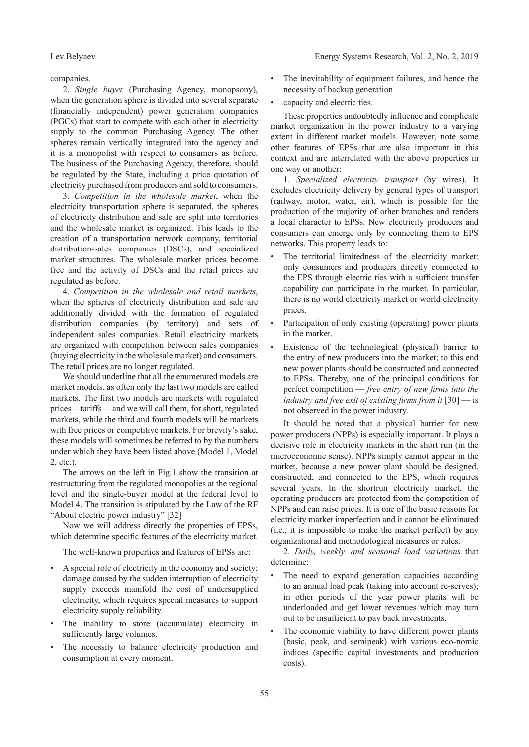companies.

2. *Single buyer* (Purchasing Agency, monopsony), when the generation sphere is divided into several separate (financially independent) power generation companies (PGCs) that start to compete with each other in electricity supply to the common Purchasing Agency. The other spheres remain vertically integrated into the agency and it is a monopolist with respect to consumers as before. The business of the Purchasing Agency, therefore, should be regulated by the State, including a price quotation of electricity purchased from producers and sold to consumers.

3. *Competition in the wholesale market*, when the electricity transportation sphere is separated, the spheres of electricity distribution and sale are split into territories and the wholesale market is organized. This leads to the creation of a transportation network company, territorial distribution-sales companies (DSCs), and specialized market structures. The wholesale market prices become free and the activity of DSCs and the retail prices are regulated as before.

4. *Competition in the wholesale and retail markets*, when the spheres of electricity distribution and sale are additionally divided with the formation of regulated distribution companies (by territory) and sets of independent sales companies. Retail electricity markets are organized with competition between sales companies (buying electricity in the wholesale market) and consumers. The retail prices are no longer regulated.

We should underline that all the enumerated models are market models, as often only the last two models are called markets. The first two models are markets with regulated prices—tariffs —and we will call them, for short, regulated markets, while the third and fourth models will be markets with free prices or competitive markets. For brevity's sake, these models will sometimes be referred to by the numbers under which they have been listed above (Model 1, Model 2, etc.).

The arrows on the left in Fig.1 show the transition at restructuring from the regulated monopolies at the regional level and the single-buyer model at the federal level to Model 4. The transition is stipulated by the Law of the RF "About electric power industry" [32]

Now we will address directly the properties of EPSs, which determine specific features of the electricity market.

The well-known properties and features of EPSs are:

- A special role of electricity in the economy and society; damage caused by the sudden interruption of electricity supply exceeds manifold the cost of undersupplied electricity, which requires special measures to support electricity supply reliability.
- The inability to store (accumulate) electricity in sufficiently large volumes.
- The necessity to balance electricity production and consumption at every moment.
- The inevitability of equipment failures, and hence the necessity of backup generation
- capacity and electric ties.

These properties undoubtedly influence and complicate market organization in the power industry to a varying extent in different market models. However, note some other features of EPSs that are also important in this context and are interrelated with the above properties in one way or another:

1. *Specialized electricity transport* (by wires). It excludes electricity delivery by general types of transport (railway, motor, water, air), which is possible for the production of the majority of other branches and renders a local character to EPSs. New electricity producers and consumers can emerge only by connecting them to EPS networks. This property leads to:

- The territorial limitedness of the electricity market: only consumers and producers directly connected to the EPS through electric ties with a sufficient transfer capability can participate in the market. In particular, there is no world electricity market or world electricity prices.
- Participation of only existing (operating) power plants in the market.
- Existence of the technological (physical) barrier to the entry of new producers into the market; to this end new power plants should be constructed and connected to EPSs. Thereby, one of the principal conditions for perfect competition — *free entry of new firms into the industry and free exit of existing firms from it* [30] — is not observed in the power industry.

It should be noted that a physical barrier for new power producers (NPPs) is especially important. It plays a decisive role in electricity markets in the short run (in the microeconomic sense). NPPs simply cannot appear in the market, because a new power plant should be designed, constructed, and connected to the EPS, which requires several years. In the shortrun electricity market, the operating producers are protected from the competition of NPPs and can raise prices. It is one of the basic reasons for electricity market imperfection and it cannot be eliminated (i.e., it is impossible to make the market perfect) by any organizational and methodological measures or rules.

2. *Daily, weekly, and seasonal load variations* that determine:

- The need to expand generation capacities according to an annual load peak (taking into account re-serves); in other periods of the year power plants will be underloaded and get lower revenues which may turn out to be insufficient to pay back investments.
- The economic viability to have different power plants (basic, peak, and semipeak) with various eco-nomic indices (specific capital investments and production costs).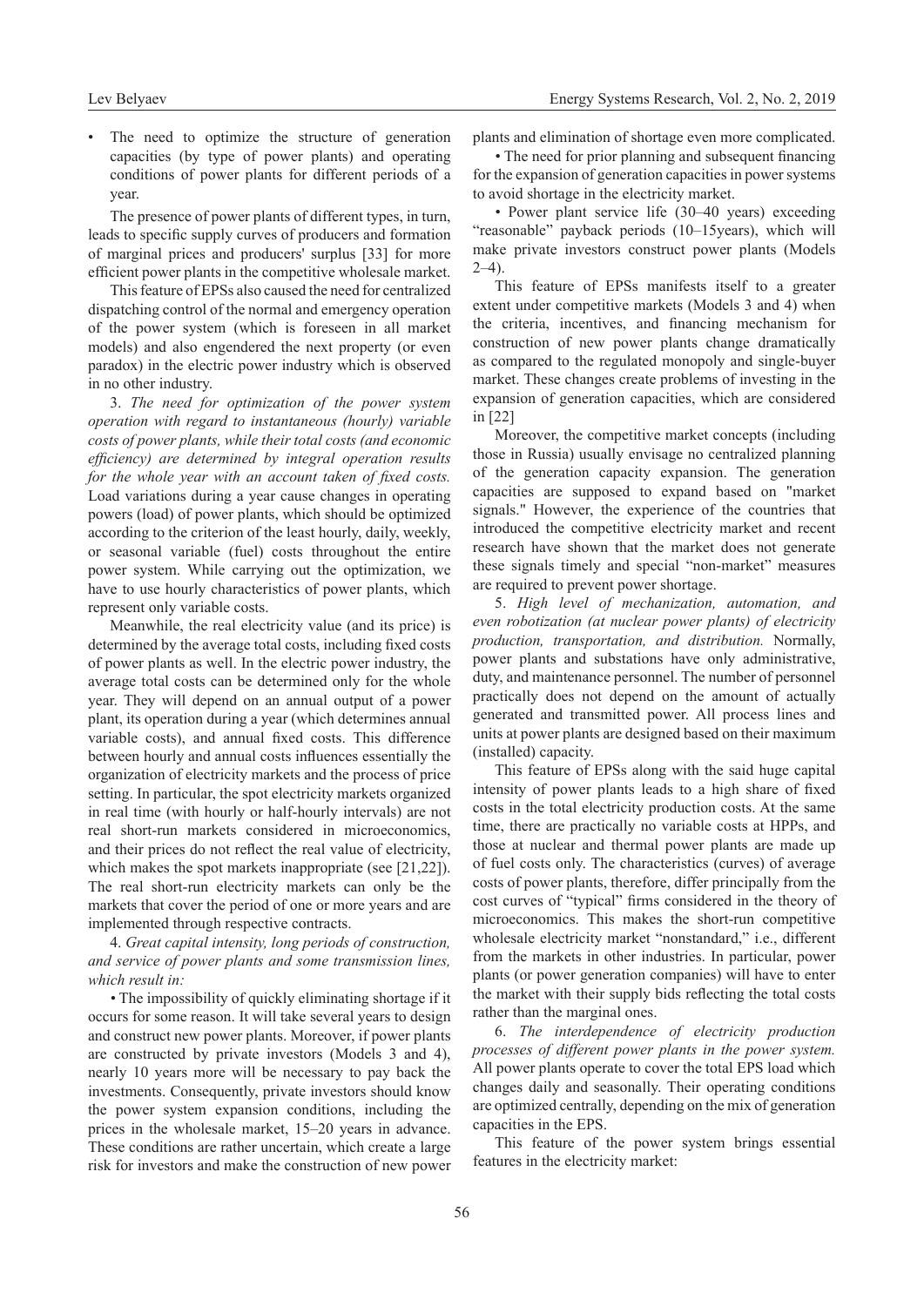- The need to optimize the structure of generation capacities (by type of power plants) and operating conditions of power plants for different periods of a year.

The presence of power plants of different types, in turn, leads to specific supply curves of producers and formation of marginal prices and producers' surplus [33] for more efficient power plants in the competitive wholesale market.

This feature of EPSs also caused the need for centralized dispatching control of the normal and emergency operation of the power system (which is foreseen in all market models) and also engendered the next property (or even paradox) in the electric power industry which is observed in no other industry.

3. *The need for optimization of the power system operation with regard to instantaneous (hourly) variable costs of power plants, while their total costs (and economic efficiency) are determined by integral operation results for the whole year with an account taken of fixed costs.* Load variations during a year cause changes in operating powers (load) of power plants, which should be optimized according to the criterion of the least hourly, daily, weekly, or seasonal variable (fuel) costs throughout the entire power system. While carrying out the optimization, we have to use hourly characteristics of power plants, which represent only variable costs.

Meanwhile, the real electricity value (and its price) is determined by the average total costs, including fixed costs of power plants as well. In the electric power industry, the average total costs can be determined only for the whole year. They will depend on an annual output of a power plant, its operation during a year (which determines annual variable costs), and annual fixed costs. This difference between hourly and annual costs influences essentially the organization of electricity markets and the process of price setting. In particular, the spot electricity markets organized in real time (with hourly or half-hourly intervals) are not real short-run markets considered in microeconomics, and their prices do not reflect the real value of electricity, which makes the spot markets inappropriate (see [21,22]). The real short-run electricity markets can only be the markets that cover the period of one or more years and are implemented through respective contracts.

4. *Great capital intensity, long periods of construction, and service of power plants and some transmission lines, which result in:*

- The impossibility of quickly eliminating shortage if it occurs for some reason. It will take several years to design and construct new power plants. Moreover, if power plants are constructed by private investors (Models 3 and 4), nearly 10 years more will be necessary to pay back the investments. Consequently, private investors should know the power system expansion conditions, including the prices in the wholesale market, 15–20 years in advance. These conditions are rather uncertain, which create a large risk for investors and make the construction of new power plants and elimination of shortage even more complicated.
- The need for prior planning and subsequent financing for the expansion of generation capacities in power systems to avoid shortage in the electricity market.
- Power plant service life (30–40 years) exceeding "reasonable" payback periods (10–15years), which will make private investors construct power plants (Models 2–4).

This feature of EPSs manifests itself to a greater extent under competitive markets (Models 3 and 4) when the criteria, incentives, and financing mechanism for construction of new power plants change dramatically as compared to the regulated monopoly and single-buyer market. These changes create problems of investing in the expansion of generation capacities, which are considered in [22]

Moreover, the competitive market concepts (including those in Russia) usually envisage no centralized planning of the generation capacity expansion. The generation capacities are supposed to expand based on "market signals." However, the experience of the countries that introduced the competitive electricity market and recent research have shown that the market does not generate these signals timely and special "non-market" measures are required to prevent power shortage.

5. *High level of mechanization, automation, and even robotization (at nuclear power plants) of electricity production, transportation, and distribution.* Normally, power plants and substations have only administrative, duty, and maintenance personnel. The number of personnel practically does not depend on the amount of actually generated and transmitted power. All process lines and units at power plants are designed based on their maximum (installed) capacity.

This feature of EPSs along with the said huge capital intensity of power plants leads to a high share of fixed costs in the total electricity production costs. At the same time, there are practically no variable costs at HPPs, and those at nuclear and thermal power plants are made up of fuel costs only. The characteristics (curves) of average costs of power plants, therefore, differ principally from the cost curves of "typical" firms considered in the theory of microeconomics. This makes the short-run competitive wholesale electricity market "nonstandard," i.e., different from the markets in other industries. In particular, power plants (or power generation companies) will have to enter the market with their supply bids reflecting the total costs rather than the marginal ones.

6. *The interdependence of electricity production processes of different power plants in the power system.* All power plants operate to cover the total EPS load which changes daily and seasonally. Their operating conditions are optimized centrally, depending on the mix of generation capacities in the EPS.

This feature of the power system brings essential features in the electricity market: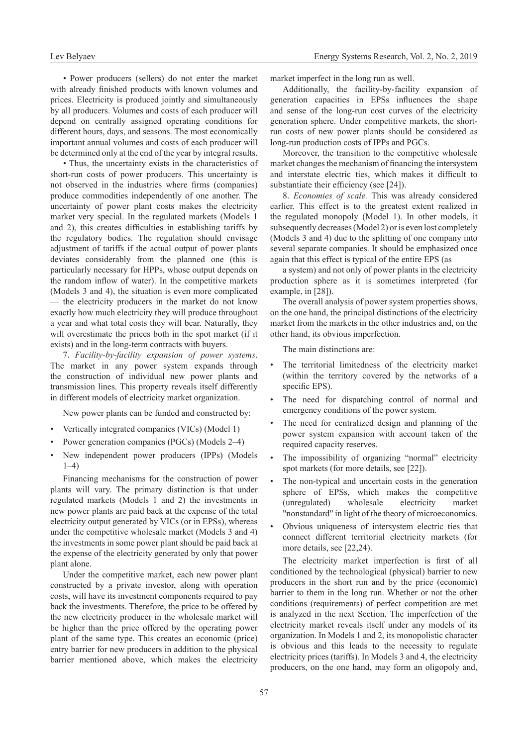• Power producers (sellers) do not enter the market with already finished products with known volumes and prices. Electricity is produced jointly and simultaneously by all producers. Volumes and costs of each producer will depend on centrally assigned operating conditions for different hours, days, and seasons. The most economically important annual volumes and costs of each producer will be determined only at the end of the year by integral results.

• Thus, the uncertainty exists in the characteristics of short-run costs of power producers. This uncertainty is not observed in the industries where firms (companies) produce commodities independently of one another. The uncertainty of power plant costs makes the electricity market very special. In the regulated markets (Models 1 and 2), this creates difficulties in establishing tariffs by the regulatory bodies. The regulation should envisage adjustment of tariffs if the actual output of power plants deviates considerably from the planned one (this is particularly necessary for HPPs, whose output depends on the random inflow of water). In the competitive markets (Models 3 and 4), the situation is even more complicated — the electricity producers in the market do not know exactly how much electricity they will produce throughout a year and what total costs they will bear. Naturally, they will overestimate the prices both in the spot market (if it exists) and in the long-term contracts with buyers.

7. *Facility-by-facility expansion of power systems*. The market in any power system expands through the construction of individual new power plants and transmission lines. This property reveals itself differently in different models of electricity market organization.

New power plants can be funded and constructed by:

- Vertically integrated companies (VICs) (Model 1)
- Power generation companies (PGCs) (Models 2–4)
- New independent power producers (IPPs) (Models 1–4)

Financing mechanisms for the construction of power plants will vary. The primary distinction is that under regulated markets (Models 1 and 2) the investments in new power plants are paid back at the expense of the total electricity output generated by VICs (or in EPSs), whereas under the competitive wholesale market (Models 3 and 4) the investments in some power plant should be paid back at the expense of the electricity generated by only that power plant alone.

Under the competitive market, each new power plant constructed by a private investor, along with operation costs, will have its investment components required to pay back the investments. Therefore, the price to be offered by the new electricity producer in the wholesale market will be higher than the price offered by the operating power plant of the same type. This creates an economic (price) entry barrier for new producers in addition to the physical barrier mentioned above, which makes the electricity market imperfect in the long run as well.

Additionally, the facility-by-facility expansion of generation capacities in EPSs influences the shape and sense of the long-run cost curves of the electricity generation sphere. Under competitive markets, the short-run costs of new power plants should be considered as long-run production costs of IPPs and PGCs.

Moreover, the transition to the competitive wholesale market changes the mechanism of financing the intersystem and interstate electric ties, which makes it difficult to substantiate their efficiency (see [24]).

8. *Economies of scale.* This was already considered earlier. This effect is to the greatest extent realized in the regulated monopoly (Model 1). In other models, it subsequently decreases (Model 2) or is even lost completely (Models 3 and 4) due to the splitting of one company into several separate companies. It should be emphasized once again that this effect is typical of the entire EPS (as a system) and not only of power plants in the electricity production sphere as it is sometimes interpreted (for example, in [28]).

The overall analysis of power system properties shows, on the one hand, the principal distinctions of the electricity market from the markets in the other industries and, on the other hand, its obvious imperfection.

The main distinctions are:

- The territorial limitedness of the electricity market (within the territory covered by the networks of a specific EPS).
- The need for dispatching control of normal and emergency conditions of the power system.
- The need for centralized design and planning of the power system expansion with account taken of the required capacity reserves.
- The impossibility of organizing "normal" electricity spot markets (for more details, see [22]).
- The non-typical and uncertain costs in the generation sphere of EPSs, which makes the competitive (unregulated) wholesale electricity market "nonstandard" in light of the theory of microeconomics.
- Obvious uniqueness of intersystem electric ties that connect different territorial electricity markets (for more details, see [22,24]).

The electricity market imperfection is first of all conditioned by the technological (physical) barrier to new producers in the short run and by the price (economic) barrier to them in the long run. Whether or not the other conditions (requirements) of perfect competition are met is analyzed in the next Section. The imperfection of the electricity market reveals itself under any models of its organization. In Models 1 and 2, its monopolistic character is obvious and this leads to the necessity to regulate electricity prices (tariffs). In Models 3 and 4, the electricity producers, on the one hand, may form an oligopoly and,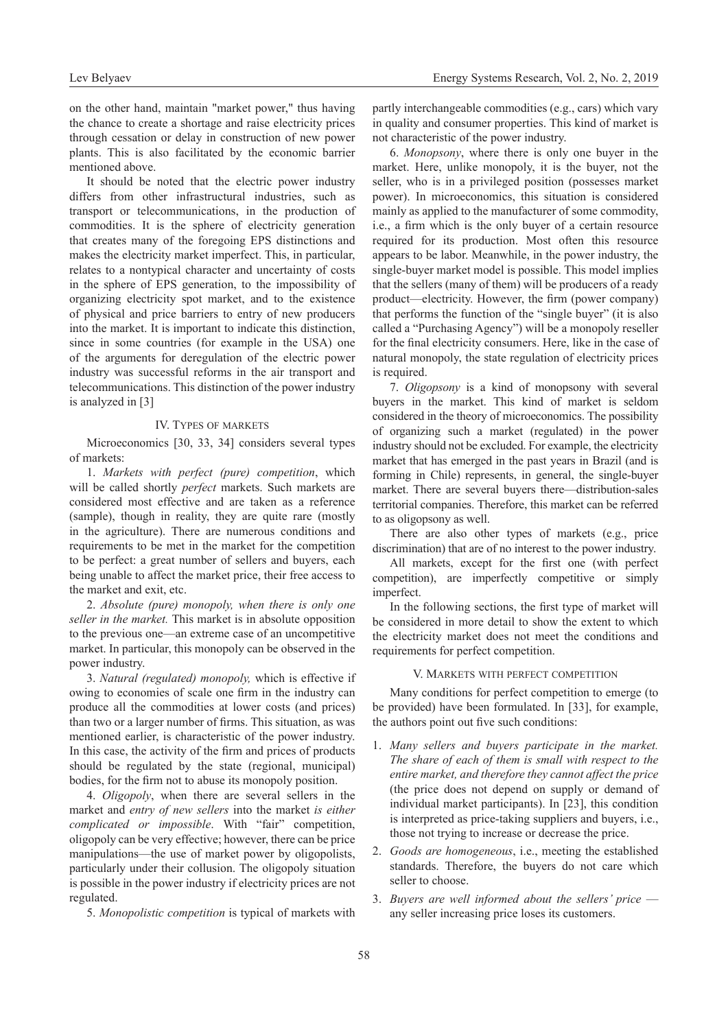on the other hand, maintain "market power," thus having the chance to create a shortage and raise electricity prices through cessation or delay in construction of new power plants. This is also facilitated by the economic barrier mentioned above.

It should be noted that the electric power industry differs from other infrastructural industries, such as transport or telecommunications, in the production of commodities. It is the sphere of electricity generation that creates many of the foregoing EPS distinctions and makes the electricity market imperfect. This, in particular, relates to a nontypical character and uncertainty of costs in the sphere of EPS generation, to the impossibility of organizing electricity spot market, and to the existence of physical and price barriers to entry of new producers into the market. It is important to indicate this distinction, since in some countries (for example in the USA) one of the arguments for deregulation of the electric power industry was successful reforms in the air transport and telecommunications. This distinction of the power industry is analyzed in [3]

## IV. Types of markets

Microeconomics [30, 33, 34] considers several types of markets:

1. *Markets with perfect (pure) competition*, which will be called shortly *perfect* markets. Such markets are considered most effective and are taken as a reference (sample), though in reality, they are quite rare (mostly in the agriculture). There are numerous conditions and requirements to be met in the market for the competition to be perfect: a great number of sellers and buyers, each being unable to affect the market price, their free access to the market and exit, etc.

2. *Absolute (pure) monopoly, when there is only one seller in the market.* This market is in absolute opposition to the previous one—an extreme case of an uncompetitive market. In particular, this monopoly can be observed in the power industry.

3. *Natural (regulated) monopoly,* which is effective if owing to economies of scale one firm in the industry can produce all the commodities at lower costs (and prices) than two or a larger number of firms. This situation, as was mentioned earlier, is characteristic of the power industry. In this case, the activity of the firm and prices of products should be regulated by the state (regional, municipal) bodies, for the firm not to abuse its monopoly position.

4. *Oligopoly*, when there are several sellers in the market and *entry of new sellers* into the market *is either complicated or impossible*. With "fair" competition, oligopoly can be very effective; however, there can be price manipulations—the use of market power by oligopolists, particularly under their collusion. The oligopoly situation is possible in the power industry if electricity prices are not regulated.

5. *Monopolistic competition* is typical of markets with partly interchangeable commodities (e.g., cars) which vary in quality and consumer properties. This kind of market is not characteristic of the power industry.

6. *Monopsony*, where there is only one buyer in the market. Here, unlike monopoly, it is the buyer, not the seller, who is in a privileged position (possesses market power). In microeconomics, this situation is considered mainly as applied to the manufacturer of some commodity, i.e., a firm which is the only buyer of a certain resource required for its production. Most often this resource appears to be labor. Meanwhile, in the power industry, the single-buyer market model is possible. This model implies that the sellers (many of them) will be producers of a ready product—electricity. However, the firm (power company) that performs the function of the "single buyer" (it is also called a "Purchasing Agency") will be a monopoly reseller for the final electricity consumers. Here, like in the case of natural monopoly, the state regulation of electricity prices is required.

7. *Oligopsony* is a kind of monopsony with several buyers in the market. This kind of market is seldom considered in the theory of microeconomics. The possibility of organizing such a market (regulated) in the power industry should not be excluded. For example, the electricity market that has emerged in the past years in Brazil (and is forming in Chile) represents, in general, the single-buyer market. There are several buyers there—distribution-sales territorial companies. Therefore, this market can be referred to as oligopsony as well.

There are also other types of markets (e.g., price discrimination) that are of no interest to the power industry.

All markets, except for the first one (with perfect competition), are imperfectly competitive or simply imperfect.

In the following sections, the first type of market will be considered in more detail to show the extent to which the electricity market does not meet the conditions and requirements for perfect competition.

## V. Markets with perfect competition

Many conditions for perfect competition to emerge (to be provided) have been formulated. In [33], for example, the authors point out five such conditions:

1. *Many sellers and buyers participate in the market. The share of each of them is small with respect to the entire market, and therefore they cannot affect the price* (the price does not depend on supply or demand of individual market participants). In [23], this condition is interpreted as price-taking suppliers and buyers, i.e., those not trying to increase or decrease the price.
2. *Goods are homogeneous*, i.e., meeting the established standards. Therefore, the buyers do not care which seller to choose.
3. *Buyers are well informed about the sellers' price* — any seller increasing price loses its customers.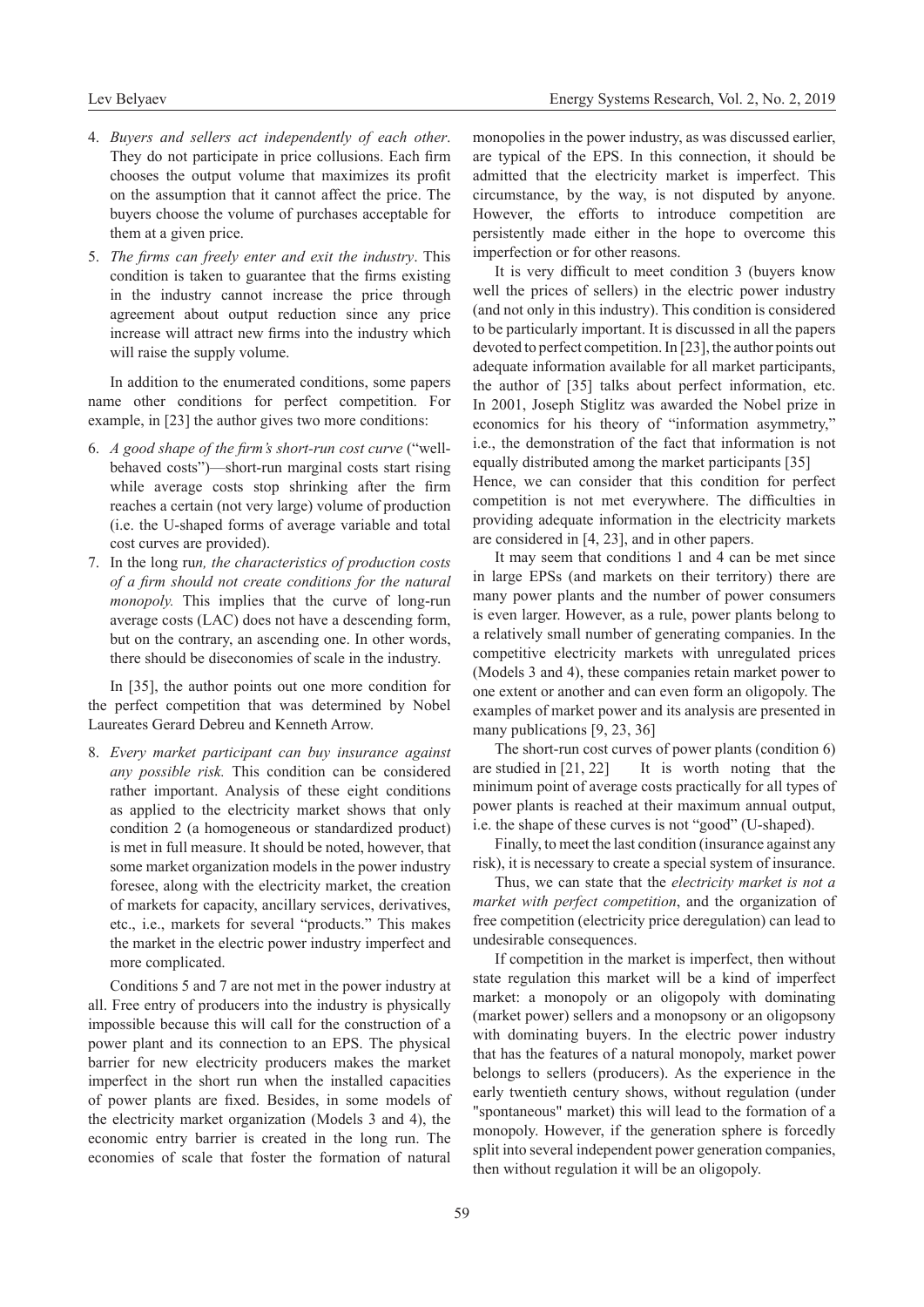4. *Buyers and sellers act independently of each other*. They do not participate in price collusions. Each firm chooses the output volume that maximizes its profit on the assumption that it cannot affect the price. The buyers choose the volume of purchases acceptable for them at a given price.
5. *The firms can freely enter and exit the industry*. This condition is taken to guarantee that the firms existing in the industry cannot increase the price through agreement about output reduction since any price increase will attract new firms into the industry which will raise the supply volume.

In addition to the enumerated conditions, some papers name other conditions for perfect competition. For example, in [23] the author gives two more conditions:

6. *A good shape of the firm's short-run cost curve* ("well-behaved costs")—short-run marginal costs start rising while average costs stop shrinking after the firm reaches a certain (not very large) volume of production (i.e. the U-shaped forms of average variable and total cost curves are provided).
7. In the long ru*n, the characteristics of production costs of a firm should not create conditions for the natural monopoly.* This implies that the curve of long-run average costs (LAC) does not have a descending form, but on the contrary, an ascending one. In other words, there should be diseconomies of scale in the industry.

In [35], the author points out one more condition for the perfect competition that was determined by Nobel Laureates Gerard Debreu and Kenneth Arrow.

8. *Every market participant can buy insurance against any possible risk.* This condition can be considered rather important. Analysis of these eight conditions as applied to the electricity market shows that only condition 2 (a homogeneous or standardized product) is met in full measure. It should be noted, however, that some market organization models in the power industry foresee, along with the electricity market, the creation of markets for capacity, ancillary services, derivatives, etc., i.e., markets for several "products." This makes the market in the electric power industry imperfect and more complicated.

Conditions 5 and 7 are not met in the power industry at all. Free entry of producers into the industry is physically impossible because this will call for the construction of a power plant and its connection to an EPS. The physical barrier for new electricity producers makes the market imperfect in the short run when the installed capacities of power plants are fixed. Besides, in some models of the electricity market organization (Models 3 and 4), the economic entry barrier is created in the long run. The economies of scale that foster the formation of natural monopolies in the power industry, as was discussed earlier, are typical of the EPS. In this connection, it should be admitted that the electricity market is imperfect. This circumstance, by the way, is not disputed by anyone. However, the efforts to introduce competition are persistently made either in the hope to overcome this imperfection or for other reasons.

It is very difficult to meet condition 3 (buyers know well the prices of sellers) in the electric power industry (and not only in this industry). This condition is considered to be particularly important. It is discussed in all the papers devoted to perfect competition. In [23], the author points out adequate information available for all market participants, the author of [35] talks about perfect information, etc. In 2001, Joseph Stiglitz was awarded the Nobel prize in economics for his theory of "information asymmetry," i.e., the demonstration of the fact that information is not equally distributed among the market participants [35]
Hence, we can consider that this condition for perfect competition is not met everywhere. The difficulties in providing adequate information in the electricity markets are considered in [4, 23], and in other papers.

It may seem that conditions 1 and 4 can be met since in large EPSs (and markets on their territory) there are many power plants and the number of power consumers is even larger. However, as a rule, power plants belong to a relatively small number of generating companies. In the competitive electricity markets with unregulated prices (Models 3 and 4), these companies retain market power to one extent or another and can even form an oligopoly. The examples of market power and its analysis are presented in many publications [9, 23, 36]

The short-run cost curves of power plants (condition 6) are studied in [21, 22] It is worth noting that the minimum point of average costs practically for all types of power plants is reached at their maximum annual output, i.e. the shape of these curves is not "good" (U-shaped).

Finally, to meet the last condition (insurance against any risk), it is necessary to create a special system of insurance.

Thus, we can state that the *electricity market is not a market with perfect competition*, and the organization of free competition (electricity price deregulation) can lead to undesirable consequences.

If competition in the market is imperfect, then without state regulation this market will be a kind of imperfect market: a monopoly or an oligopoly with dominating (market power) sellers and a monopsony or an oligopsony with dominating buyers. In the electric power industry that has the features of a natural monopoly, market power belongs to sellers (producers). As the experience in the early twentieth century shows, without regulation (under "spontaneous" market) this will lead to the formation of a monopoly. However, if the generation sphere is forcedly split into several independent power generation companies, then without regulation it will be an oligopoly.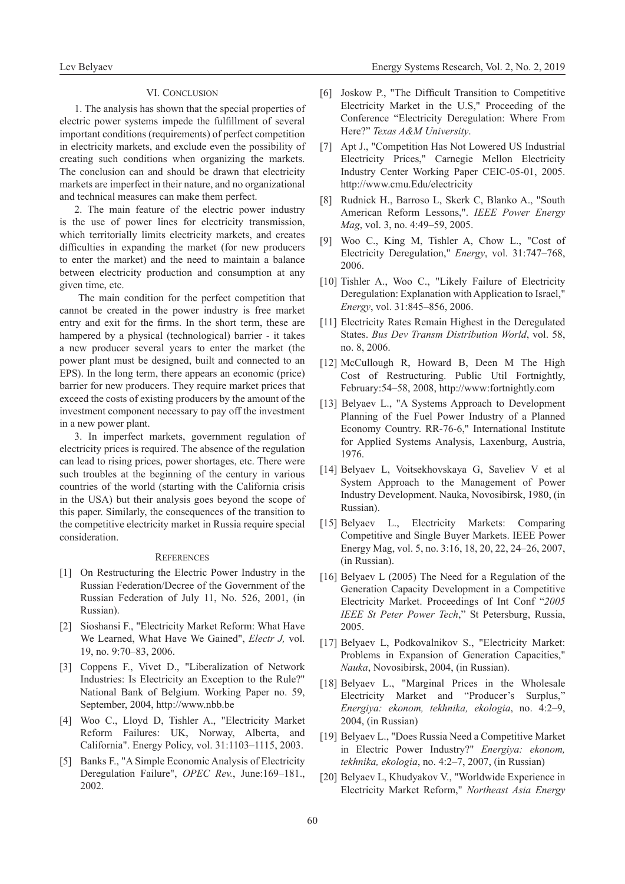## VI. Conclusion

1. The analysis has shown that the special properties of electric power systems impede the fulfillment of several important conditions (requirements) of perfect competition in electricity markets, and exclude even the possibility of creating such conditions when organizing the markets. The conclusion can and should be drawn that electricity markets are imperfect in their nature, and no organizational and technical measures can make them perfect.

2. The main feature of the electric power industry is the use of power lines for electricity transmission, which territorially limits electricity markets, and creates difficulties in expanding the market (for new producers to enter the market) and the need to maintain a balance between electricity production and consumption at any given time, etc.

The main condition for the perfect competition that cannot be created in the power industry is free market entry and exit for the firms. In the short term, these are hampered by a physical (technological) barrier - it takes a new producer several years to enter the market (the power plant must be designed, built and connected to an EPS). In the long term, there appears an economic (price) barrier for new producers. They require market prices that exceed the costs of existing producers by the amount of the investment component necessary to pay off the investment in a new power plant.

3. In imperfect markets, government regulation of electricity prices is required. The absence of the regulation can lead to rising prices, power shortages, etc. There were such troubles at the beginning of the century in various countries of the world (starting with the California crisis in the USA) but their analysis goes beyond the scope of this paper. Similarly, the consequences of the transition to the competitive electricity market in Russia require special consideration.

## References

[1] On Restructuring the Electric Power Industry in the Russian Federation/Decree of the Government of the Russian Federation of July 11, No. 526, 2001, (in Russian).

[2] Sioshansi F., "Electricity Market Reform: What Have We Learned, What Have We Gained", *Electr J,* vol. 19, no. 9:70–83, 2006.

[3] Coppens F., Vivet D., "Liberalization of Network Industries: Is Electricity an Exception to the Rule?" National Bank of Belgium. Working Paper no. 59, September, 2004, http://www.nbb.be

[4] Woo C., Lloyd D, Tishler A., "Electricity Market Reform Failures: UK, Norway, Alberta, and California". Energy Policy, vol. 31:1103–1115, 2003.

[5] Banks F., "A Simple Economic Analysis of Electricity Deregulation Failure", *OPEC Rev.*, June:169–181., 2002.

[6] Joskow P., "The Difficult Transition to Competitive Electricity Market in the U.S," Proceeding of the Conference "Electricity Deregulation: Where From Here?" *Texas A&M University*.

[7] Apt J., "Competition Has Not Lowered US Industrial Electricity Prices," Carnegie Mellon Electricity Industry Center Working Paper CEIC-05-01, 2005. http://www.cmu.Edu/electricity

[8] Rudnick H., Barroso L, Skerk C, Blanko A., "South American Reform Lessons,". *IEEE Power Energy Mag*, vol. 3, no. 4:49–59, 2005.

[9] Woo C., King M, Tishler A, Chow L., "Cost of Electricity Deregulation," *Energy*, vol. 31:747–768, 2006.

[10] Tishler A., Woo C., "Likely Failure of Electricity Deregulation: Explanation with Application to Israel," *Energy*, vol. 31:845–856, 2006.

[11] Electricity Rates Remain Highest in the Deregulated States. *Bus Dev Transm Distribution World*, vol. 58, no. 8, 2006.

[12] McCullough R, Howard B, Deen M The High Cost of Restructuring. Public Util Fortnightly, February:54–58, 2008, http://www:fortnightly.com

[13] Belyaev L., "A Systems Approach to Development Planning of the Fuel Power Industry of a Planned Economy Country. RR-76-6," International Institute for Applied Systems Analysis, Laxenburg, Austria, 1976.

[14] Belyaev L, Voitsekhovskaya G, Saveliev V et al System Approach to the Management of Power Industry Development. Nauka, Novosibirsk, 1980, (in Russian).

[15] Belyaev L., Electricity Markets: Comparing Competitive and Single Buyer Markets. IEEE Power Energy Mag, vol. 5, no. 3:16, 18, 20, 22, 24–26, 2007, (in Russian).

[16] Belyaev L (2005) The Need for a Regulation of the Generation Capacity Development in a Competitive Electricity Market. Proceedings of Int Conf "*2005 IEEE St Peter Power Tech*," St Petersburg, Russia, 2005.

[17] Belyaev L, Podkovalnikov S., "Electricity Market: Problems in Expansion of Generation Capacities," *Nauka*, Novosibirsk, 2004, (in Russian).

[18] Belyaev L., "Marginal Prices in the Wholesale Electricity Market and "Producer's Surplus," *Energiya: ekonom, tekhnika, ekologia*, no. 4:2–9, 2004, (in Russian)

[19] Belyaev L., "Does Russia Need a Competitive Market in Electric Power Industry?" *Energiya: ekonom, tekhnika, ekologia*, no. 4:2–7, 2007, (in Russian)

[20] Belyaev L, Khudyakov V., "Worldwide Experience in Electricity Market Reform," *Northeast Asia Energy*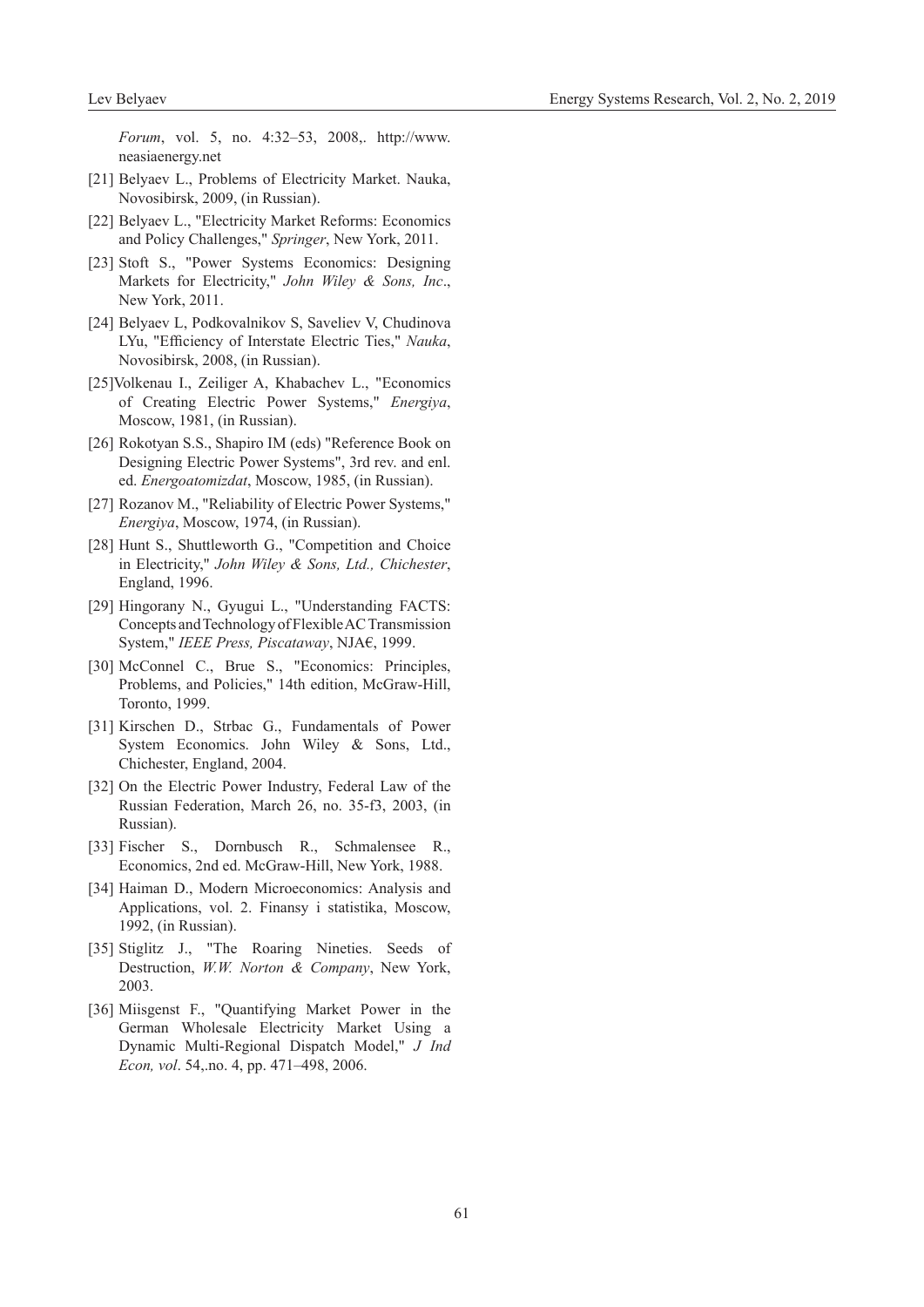*Forum*, vol. 5, no. 4:32–53, 2008,. http://www.neasiaenergy.net

[21] Belyaev L., Problems of Electricity Market. Nauka, Novosibirsk, 2009, (in Russian).

[22] Belyaev L., "Electricity Market Reforms: Economics and Policy Challenges," *Springer*, New York, 2011.

[23] Stoft S., "Power Systems Economics: Designing Markets for Electricity," *John Wiley & Sons, Inc*., New York, 2011.

[24] Belyaev L, Podkovalnikov S, Saveliev V, Chudinova LYu, "Efficiency of Interstate Electric Ties," *Nauka*, Novosibirsk, 2008, (in Russian).

[25]Volkenau I., Zeiliger A, Khabachev L., "Economics of Creating Electric Power Systems," *Energiya*, Moscow, 1981, (in Russian).

[26] Rokotyan S.S., Shapiro IM (eds) "Reference Book on Designing Electric Power Systems", 3rd rev. and enl. ed. *Energoatomizdat*, Moscow, 1985, (in Russian).

[27] Rozanov M., "Reliability of Electric Power Systems," *Energiya*, Moscow, 1974, (in Russian).

[28] Hunt S., Shuttleworth G., "Competition and Choice in Electricity," *John Wiley & Sons, Ltd., Chichester*, England, 1996.

[29] Hingorany N., Gyugui L., "Understanding FACTS: Concepts and Technology of Flexible AC Transmission System," *IEEE Press, Piscataway*, NJA€, 1999.

[30] McConnel C., Brue S., "Economics: Principles, Problems, and Policies," 14th edition, McGraw-Hill, Toronto, 1999.

[31] Kirschen D., Strbac G., Fundamentals of Power System Economics. John Wiley & Sons, Ltd., Chichester, England, 2004.

[32] On the Electric Power Industry, Federal Law of the Russian Federation, March 26, no. 35-f3, 2003, (in Russian).

[33] Fischer S., Dornbusch R., Schmalensee R., Economics, 2nd ed. McGraw-Hill, New York, 1988.

[34] Haiman D., Modern Microeconomics: Analysis and Applications, vol. 2. Finansy i statistika, Moscow, 1992, (in Russian).

[35] Stiglitz J., "The Roaring Nineties. Seeds of Destruction, *W.W. Norton & Company*, New York, 2003.

[36] Miisgenst F., "Quantifying Market Power in the German Wholesale Electricity Market Using a Dynamic Multi-Regional Dispatch Model," *J Ind Econ, vol*. 54,.no. 4, pp. 471–498, 2006.